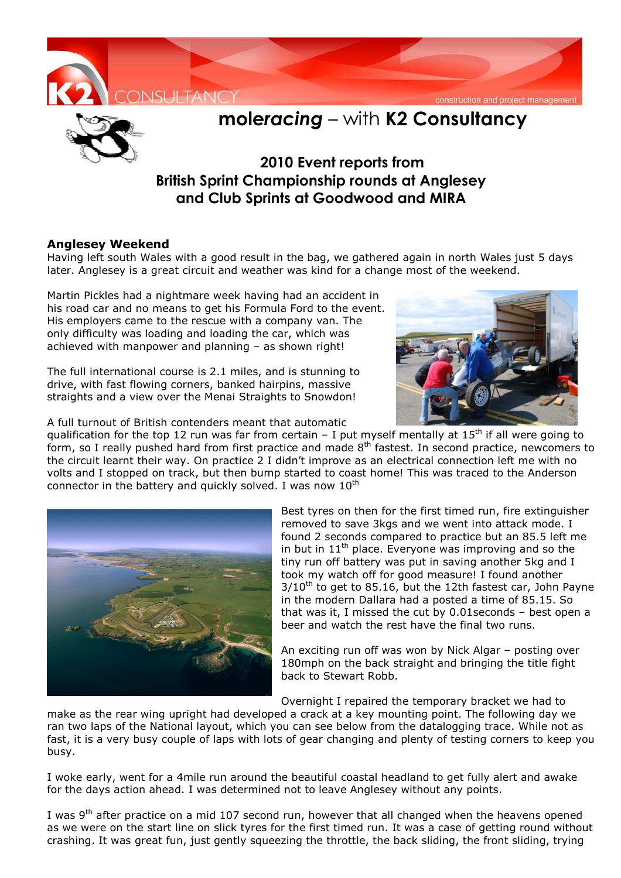# mole*racing* – with K2 Consultancy

## 2010 Event reports from British Sprint Championship rounds at Anglesey and Club Sprints at Goodwood and MIRA

### Anglesey Weekend

Having left south Wales with a good result in the bag, we gathered again in north Wales just 5 days later. Anglesey is a great circuit and weather was kind for a change most of the weekend.

Martin Pickles had a nightmare week having had an accident in his road car and no means to get his Formula Ford to the event. His employers came to the rescue with a company van. The only difficulty was loading and loading the car, which was achieved with manpower and planning – as shown right!

The full international course is 2.1 miles, and is stunning to drive, with fast flowing corners, banked hairpins, massive straights and a view over the Menai Straights to Snowdon!

A full turnout of British contenders meant that automatic qualification for the top 12 run was far from certain – I put myself mentally at 15th if all were going to form, so I really pushed hard from first practice and made 8th fastest. In second practice, newcomers to the circuit learnt their way. On practice 2 I didn't improve as an electrical connection left me with no volts and I stopped on track, but then bump started to coast home! This was traced to the Anderson connector in the battery and quickly solved. I was now 10th

Best tyres on then for the first timed run, fire extinguisher removed to save 3kgs and we went into attack mode. I found 2 seconds compared to practice but an 85.5 left me in but in 11th place. Everyone was improving and so the tiny run off battery was put in saving another 5kg and I took my watch off for good measure! I found another 3/10th to get to 85.16, but the 12th fastest car, John Payne in the modern Dallara had a posted a time of 85.15. So that was it, I missed the cut by 0.01seconds – best open a beer and watch the rest have the final two runs.

An exciting run off was won by Nick Algar – posting over 180mph on the back straight and bringing the title fight back to Stewart Robb.

Overnight I repaired the temporary bracket we had to make as the rear wing upright had developed a crack at a key mounting point. The following day we ran two laps of the National layout, which you can see below from the datalogging trace. While not as fast, it is a very busy couple of laps with lots of gear changing and plenty of testing corners to keep you busy.

I woke early, went for a 4mile run around the beautiful coastal headland to get fully alert and awake for the days action ahead. I was determined not to leave Anglesey without any points.

I was 9th after practice on a mid 107 second run, however that all changed when the heavens opened as we were on the start line on slick tyres for the first timed run. It was a case of getting round without crashing. It was great fun, just gently squeezing the throttle, the back sliding, the front sliding, trying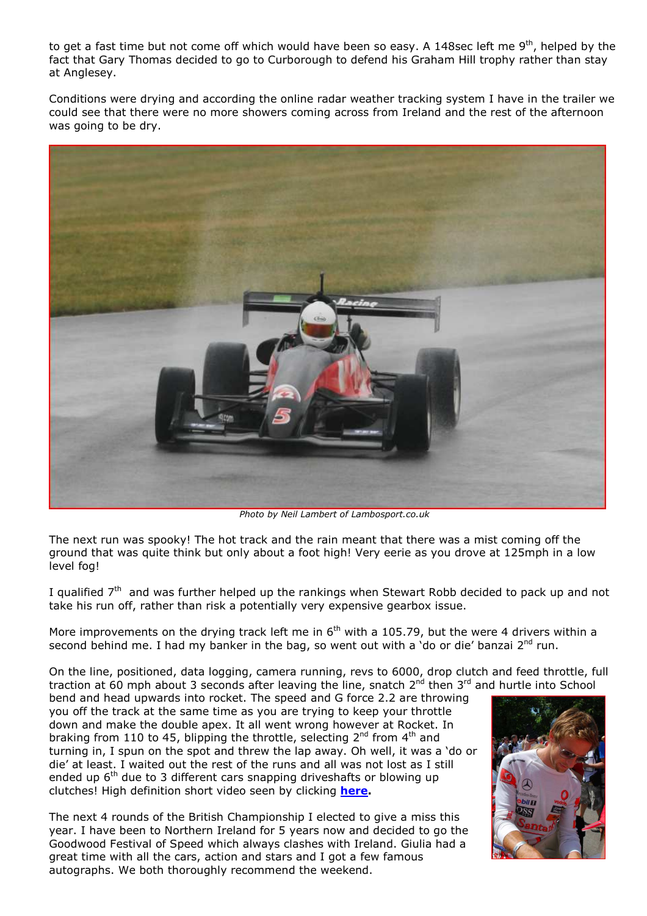to get a fast time but not come off which would have been so easy. A 148sec left me 9th, helped by the fact that Gary Thomas decided to go to Curborough to defend his Graham Hill trophy rather than stay at Anglesey.

Conditions were drying and according the online radar weather tracking system I have in the trailer we could see that there were no more showers coming across from Ireland and the rest of the afternoon was going to be dry.

*Photo by Neil Lambert of Lambosport.co.uk*

The next run was spooky! The hot track and the rain meant that there was a mist coming off the ground that was quite think but only about a foot high! Very eerie as you drove at 125mph in a low level fog!

I qualified 7th and was further helped up the rankings when Stewart Robb decided to pack up and not take his run off, rather than risk a potentially very expensive gearbox issue.

More improvements on the drying track left me in 6th with a 105.79, but the were 4 drivers within a second behind me. I had my banker in the bag, so went out with a 'do or die' banzai 2nd run.

On the line, positioned, data logging, camera running, revs to 6000, drop clutch and feed throttle, full traction at 60 mph about 3 seconds after leaving the line, snatch 2nd then 3rd and hurtle into School bend and head upwards into rocket. The speed and G force 2.2 are throwing you off the track at the same time as you are trying to keep your throttle down and make the double apex. It all went wrong however at Rocket. In braking from 110 to 45, blipping the throttle, selecting 2nd from 4th and turning in, I spun on the spot and threw the lap away. Oh well, it was a 'do or die' at least. I waited out the rest of the runs and all was not lost as I still ended up 6th due to 3 different cars snapping driveshafts or blowing up clutches! High definition short video seen by clicking **here**.

The next 4 rounds of the British Championship I elected to give a miss this year. I have been to Northern Ireland for 5 years now and decided to go the Goodwood Festival of Speed which always clashes with Ireland. Giulia had a great time with all the cars, action and stars and I got a few famous autographs. We both thoroughly recommend the weekend.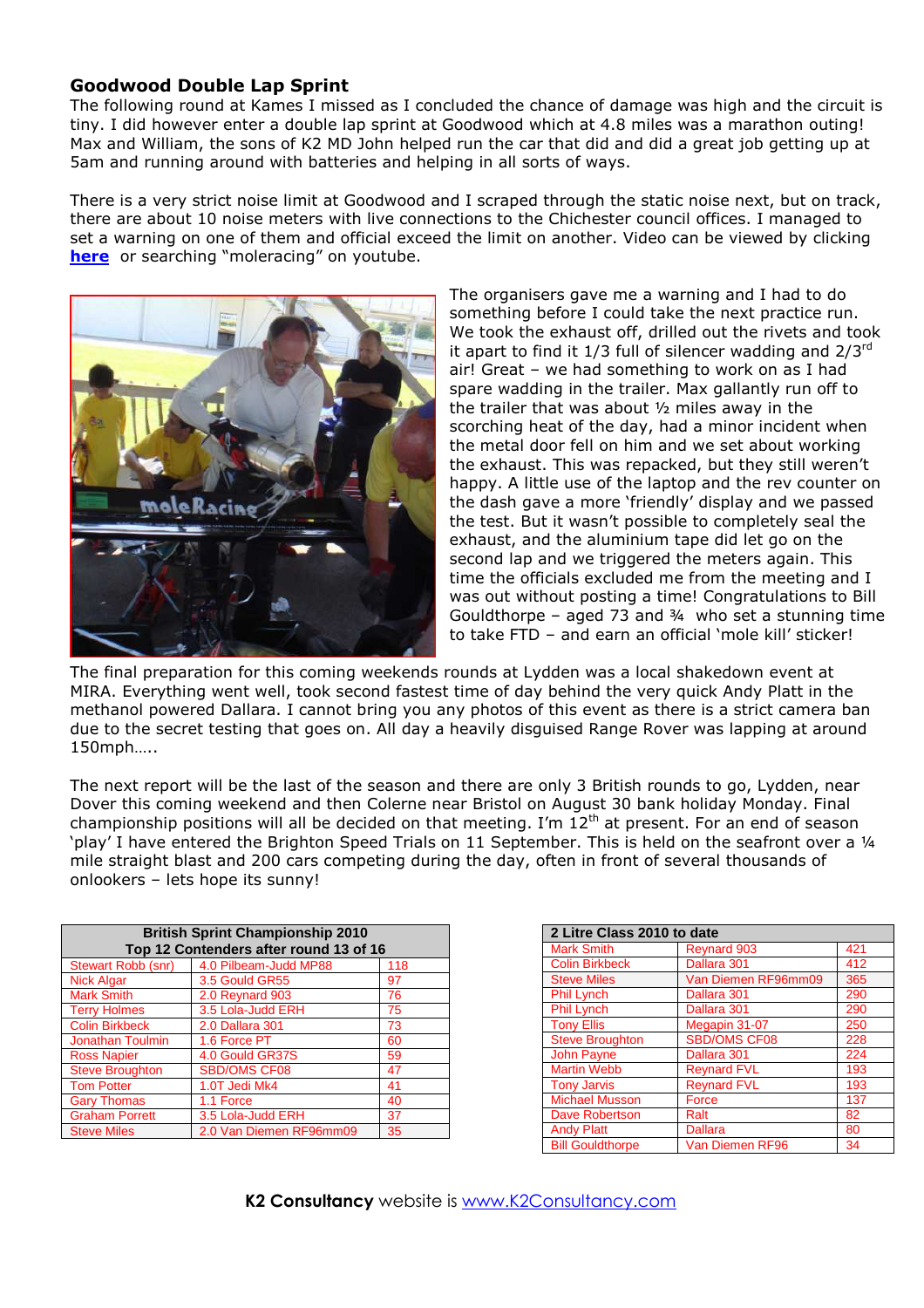## Goodwood Double Lap Sprint

The following round at Kames I missed as I concluded the chance of damage was high and the circuit is tiny. I did however enter a double lap sprint at Goodwood which at 4.8 miles was a marathon outing! Max and William, the sons of K2 MD John helped run the car that did and did a great job getting up at 5am and running around with batteries and helping in all sorts of ways.

There is a very strict noise limit at Goodwood and I scraped through the static noise next, but on track, there are about 10 noise meters with live connections to the Chichester council offices. I managed to set a warning on one of them and official exceed the limit on another. Video can be viewed by clicking **here** or searching "moleracing" on youtube.

The organisers gave me a warning and I had to do something before I could take the next practice run. We took the exhaust off, drilled out the rivets and took it apart to find it 1/3 full of silencer wadding and 2/3rd air! Great – we had something to work on as I had spare wadding in the trailer. Max gallantly run off to the trailer that was about ½ miles away in the scorching heat of the day, had a minor incident when the metal door fell on him and we set about working the exhaust. This was repacked, but they still weren't happy. A little use of the laptop and the rev counter on the dash gave a more 'friendly' display and we passed the test. But it wasn't possible to completely seal the exhaust, and the aluminium tape did let go on the second lap and we triggered the meters again. This time the officials excluded me from the meeting and I was out without posting a time! Congratulations to Bill Gouldthorpe – aged 73 and ¾ who set a stunning time to take FTD – and earn an official 'mole kill' sticker!

The final preparation for this coming weekends rounds at Lydden was a local shakedown event at MIRA. Everything went well, took second fastest time of day behind the very quick Andy Platt in the methanol powered Dallara. I cannot bring you any photos of this event as there is a strict camera ban due to the secret testing that goes on. All day a heavily disguised Range Rover was lapping at around 150mph…..

The next report will be the last of the season and there are only 3 British rounds to go, Lydden, near Dover this coming weekend and then Colerne near Bristol on August 30 bank holiday Monday. Final championship positions will all be decided on that meeting. I'm 12th at present. For an end of season 'play' I have entered the Brighton Speed Trials on 11 September. This is held on the seafront over a ¼ mile straight blast and 200 cars competing during the day, often in front of several thousands of onlookers – lets hope its sunny!

| British Sprint Championship 2010 Top 12 Contenders after round 13 of 16 | | |
|---|---|---|
| Stewart Robb (snr) | 4.0 Pilbeam-Judd MP88 | 118 |
| Nick Algar | 3.5 Gould GR55 | 97 |
| Mark Smith | 2.0 Reynard 903 | 76 |
| Terry Holmes | 3.5 Lola-Judd ERH | 75 |
| Colin Birkbeck | 2.0 Dallara 301 | 73 |
| Jonathan Toulmin | 1.6 Force PT | 60 |
| Ross Napier | 4.0 Gould GR37S | 59 |
| Steve Broughton | SBD/OMS CF08 | 47 |
| Tom Potter | 1.0T Jedi Mk4 | 41 |
| Gary Thomas | 1.1 Force | 40 |
| Graham Porrett | 3.5 Lola-Judd ERH | 37 |
| Steve Miles | 2.0 Van Diemen RF96mm09 | 35 |

| 2 Litre Class 2010 to date | | |
|---|---|---|
| Mark Smith | Reynard 903 | 421 |
| Colin Birkbeck | Dallara 301 | 412 |
| Steve Miles | Van Diemen RF96mm09 | 365 |
| Phil Lynch | Dallara 301 | 290 |
| Phil Lynch | Dallara 301 | 290 |
| Tony Ellis | Megapin 31-07 | 250 |
| Steve Broughton | SBD/OMS CF08 | 228 |
| John Payne | Dallara 301 | 224 |
| Martin Webb | Reynard FVL | 193 |
| Tony Jarvis | Reynard FVL | 193 |
| Michael Musson | Force | 137 |
| Dave Robertson | Ralt | 82 |
| Andy Platt | Dallara | 80 |
| Bill Gouldthorpe | Van Diemen RF96 | 34 |

**K2 Consultancy** website is www.K2Consultancy.com